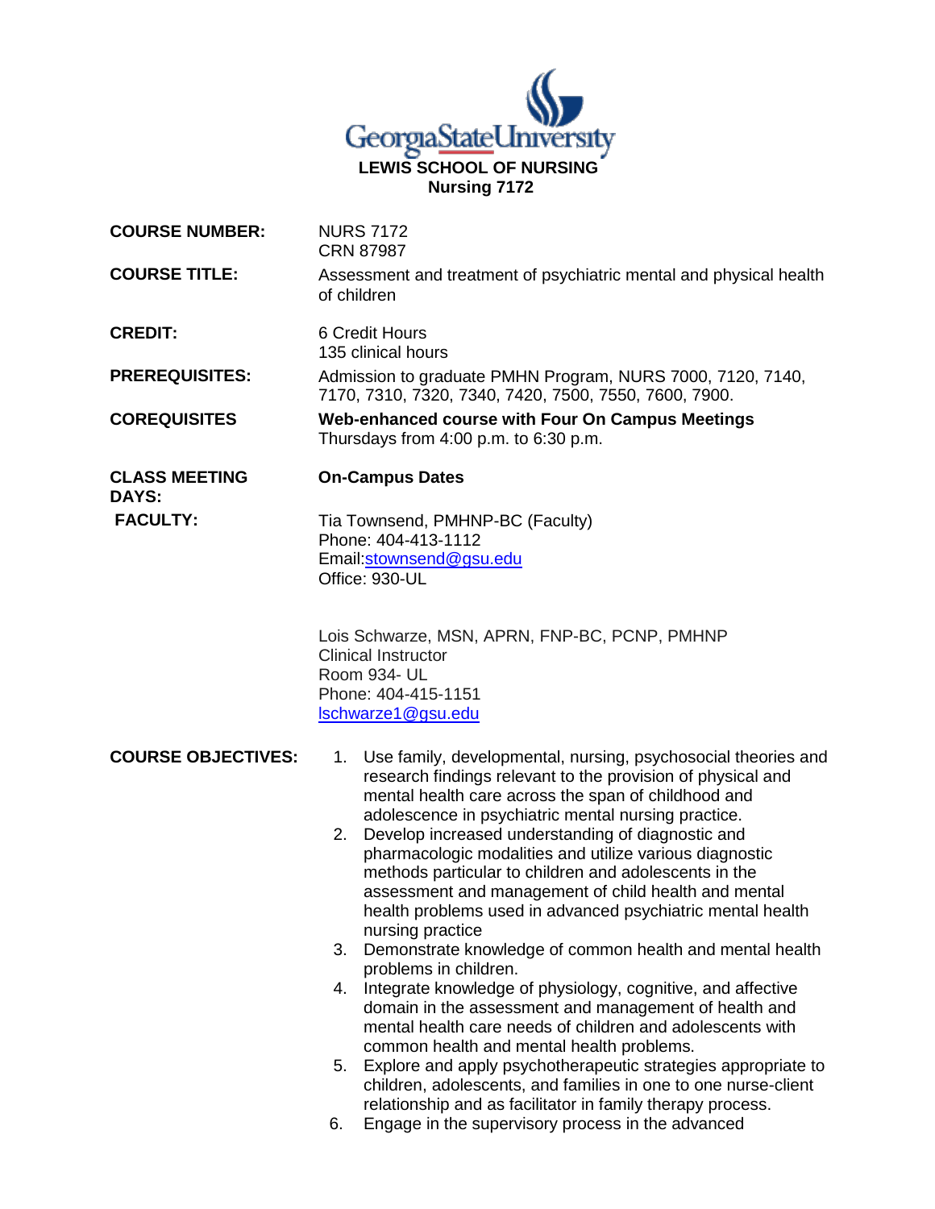Georgia State University

**LEWIS SCHOOL OF NURSING**
**Nursing 7172**

**COURSE NUMBER:** NURS 7172
CRN 87987

**COURSE TITLE:** Assessment and treatment of psychiatric mental and physical health of children

**CREDIT:** 6 Credit Hours
135 clinical hours

**PREREQUISITES:** Admission to graduate PMHN Program, NURS 7000, 7120, 7140, 7170, 7310, 7320, 7340, 7420, 7500, 7550, 7600, 7900.

**COREQUISITES** **Web-enhanced course with Four On Campus Meetings**
Thursdays from 4:00 p.m. to 6:30 p.m.

**CLASS MEETING DAYS:** **On-Campus Dates**

**FACULTY:** Tia Townsend, PMHNP-BC (Faculty)
Phone: 404-413-1112
Email:stownsend@gsu.edu
Office: 930-UL

Lois Schwarze, MSN, APRN, FNP-BC, PCNP, PMHNP
Clinical Instructor
Room 934- UL
Phone: 404-415-1151
lschwarze1@gsu.edu

**COURSE OBJECTIVES:**

1. Use family, developmental, nursing, psychosocial theories and research findings relevant to the provision of physical and mental health care across the span of childhood and adolescence in psychiatric mental nursing practice.
2. Develop increased understanding of diagnostic and pharmacologic modalities and utilize various diagnostic methods particular to children and adolescents in the assessment and management of child health and mental health problems used in advanced psychiatric mental health nursing practice
3. Demonstrate knowledge of common health and mental health problems in children.
4. Integrate knowledge of physiology, cognitive, and affective domain in the assessment and management of health and mental health care needs of children and adolescents with common health and mental health problems.
5. Explore and apply psychotherapeutic strategies appropriate to children, adolescents, and families in one to one nurse-client relationship and as facilitator in family therapy process.
6. Engage in the supervisory process in the advanced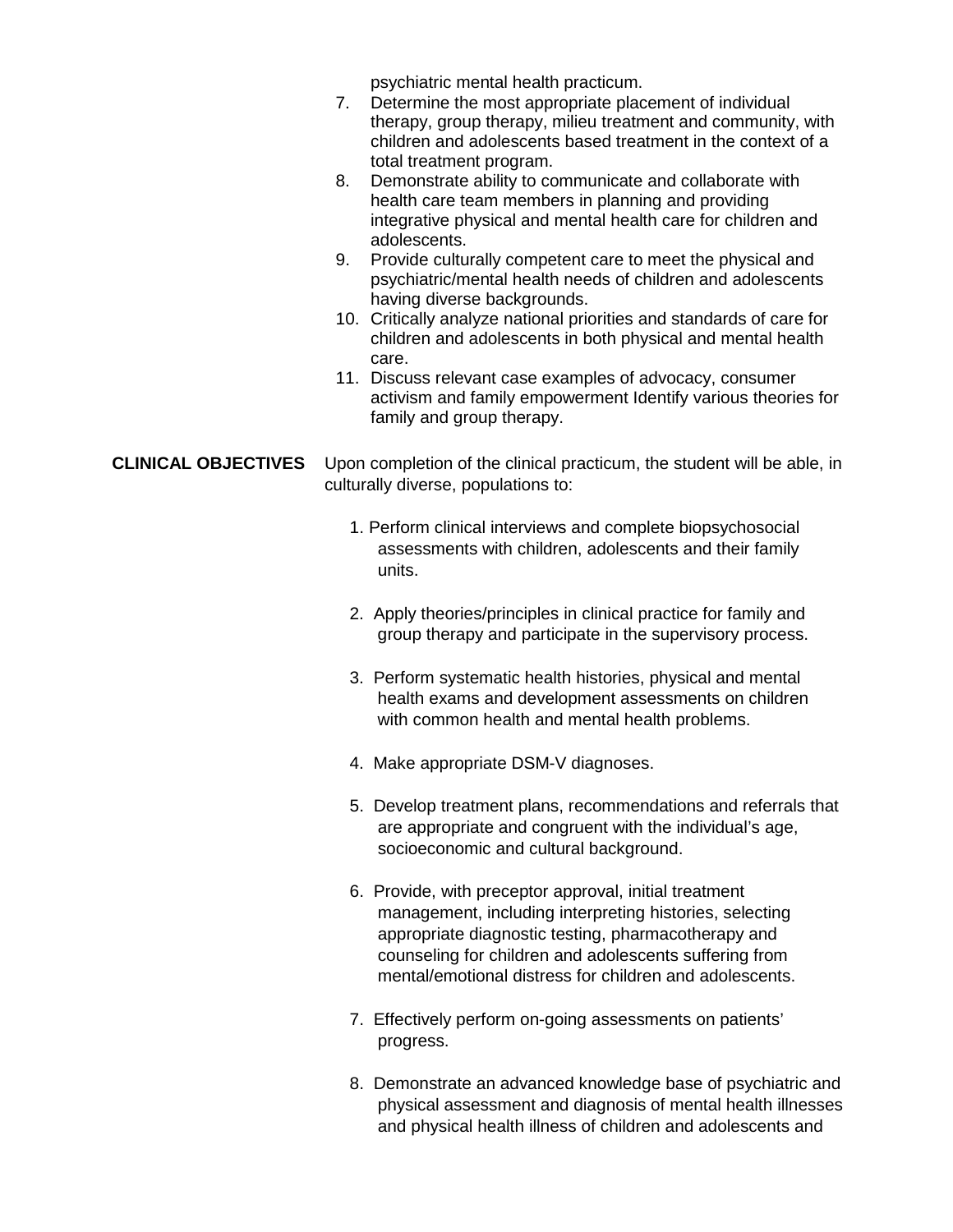psychiatric mental health practicum.

7. Determine the most appropriate placement of individual therapy, group therapy, milieu treatment and community, with children and adolescents based treatment in the context of a total treatment program.
8. Demonstrate ability to communicate and collaborate with health care team members in planning and providing integrative physical and mental health care for children and adolescents.
9. Provide culturally competent care to meet the physical and psychiatric/mental health needs of children and adolescents having diverse backgrounds.
10. Critically analyze national priorities and standards of care for children and adolescents in both physical and mental health care.
11. Discuss relevant case examples of advocacy, consumer activism and family empowerment Identify various theories for family and group therapy.

**CLINICAL OBJECTIVES** Upon completion of the clinical practicum, the student will be able, in culturally diverse, populations to:

1. Perform clinical interviews and complete biopsychosocial assessments with children, adolescents and their family units.

2. Apply theories/principles in clinical practice for family and group therapy and participate in the supervisory process.

3. Perform systematic health histories, physical and mental health exams and development assessments on children with common health and mental health problems.

4. Make appropriate DSM-V diagnoses.

5. Develop treatment plans, recommendations and referrals that are appropriate and congruent with the individual's age, socioeconomic and cultural background.

6. Provide, with preceptor approval, initial treatment management, including interpreting histories, selecting appropriate diagnostic testing, pharmacotherapy and counseling for children and adolescents suffering from mental/emotional distress for children and adolescents.

7. Effectively perform on-going assessments on patients' progress.

8. Demonstrate an advanced knowledge base of psychiatric and physical assessment and diagnosis of mental health illnesses and physical health illness of children and adolescents and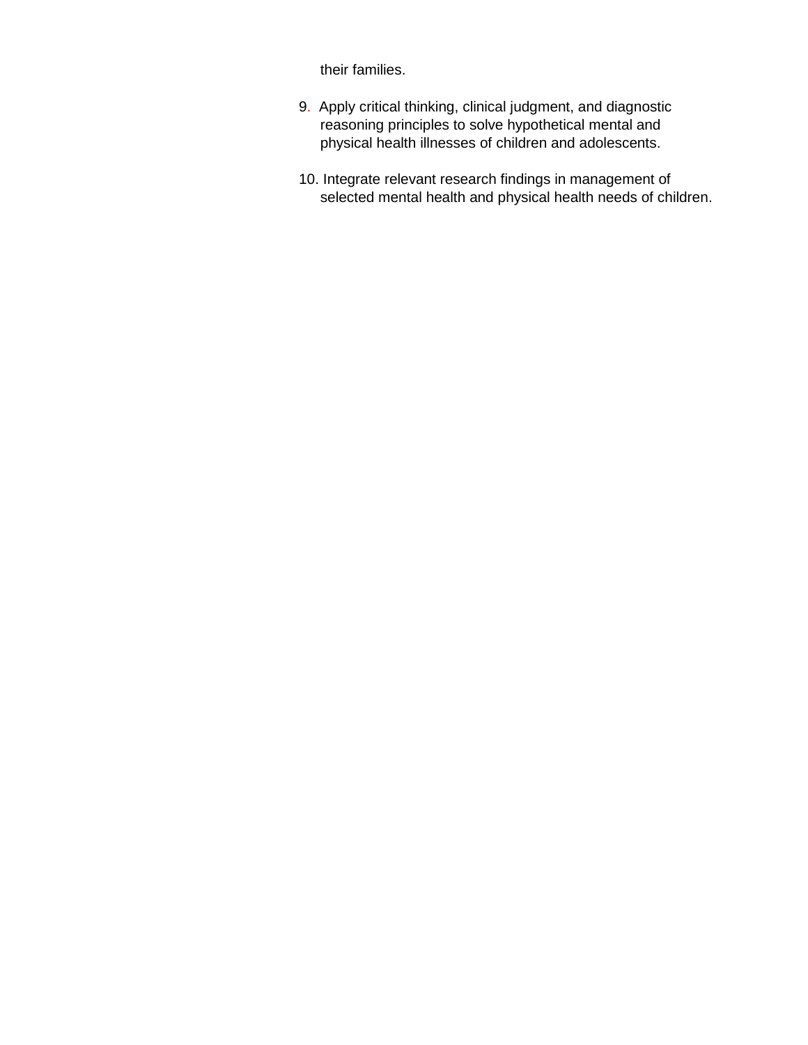their families.

9. Apply critical thinking, clinical judgment, and diagnostic reasoning principles to solve hypothetical mental and physical health illnesses of children and adolescents.

10. Integrate relevant research findings in management of selected mental health and physical health needs of children.